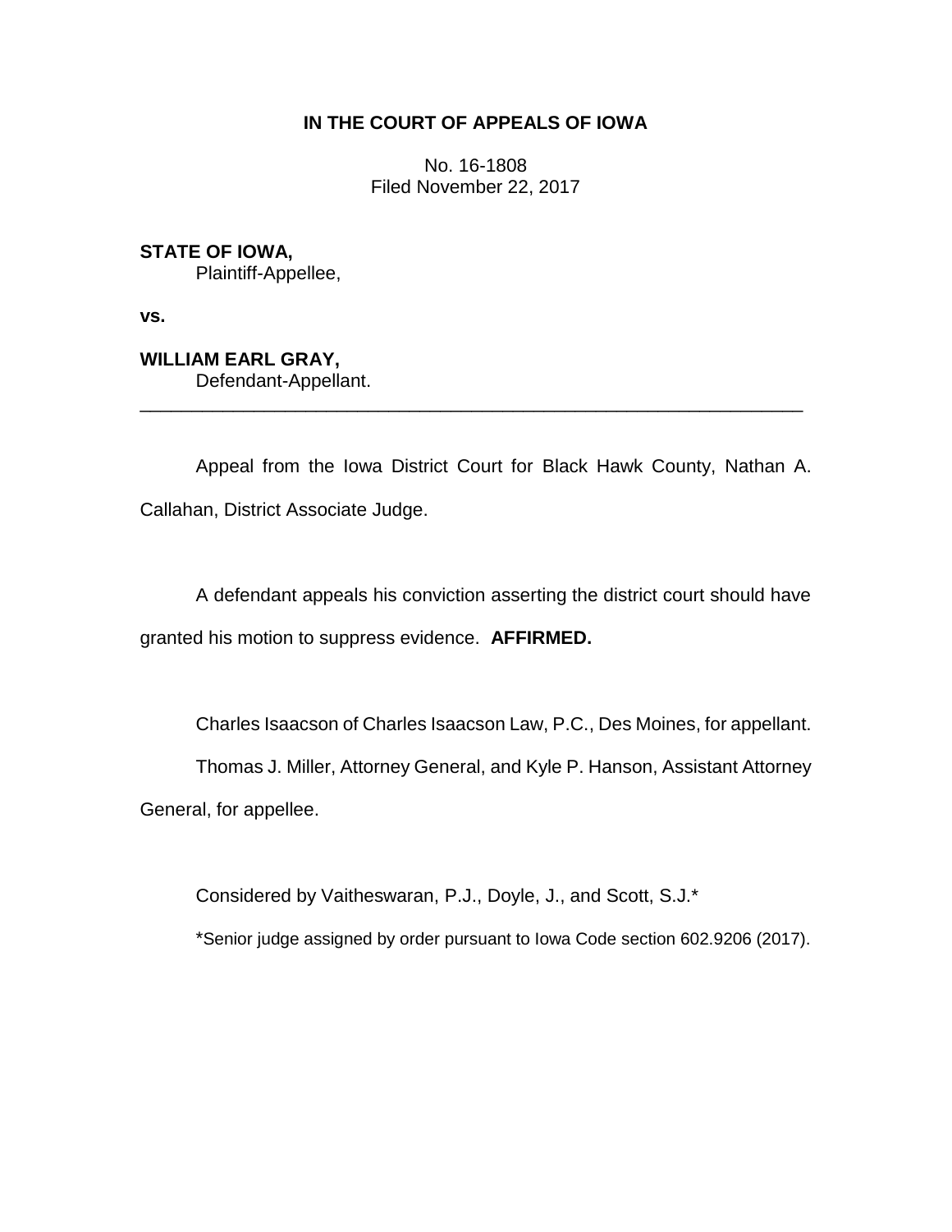**IN THE COURT OF APPEALS OF IOWA**

No. 16-1808
Filed November 22, 2017

**STATE OF IOWA,**
Plaintiff-Appellee,

**vs.**

**WILLIAM EARL GRAY,**
Defendant-Appellant.

---

Appeal from the Iowa District Court for Black Hawk County, Nathan A. Callahan, District Associate Judge.

A defendant appeals his conviction asserting the district court should have granted his motion to suppress evidence. **AFFIRMED.**

Charles Isaacson of Charles Isaacson Law, P.C., Des Moines, for appellant.

Thomas J. Miller, Attorney General, and Kyle P. Hanson, Assistant Attorney General, for appellee.

Considered by Vaitheswaran, P.J., Doyle, J., and Scott, S.J.*

*Senior judge assigned by order pursuant to Iowa Code section 602.9206 (2017).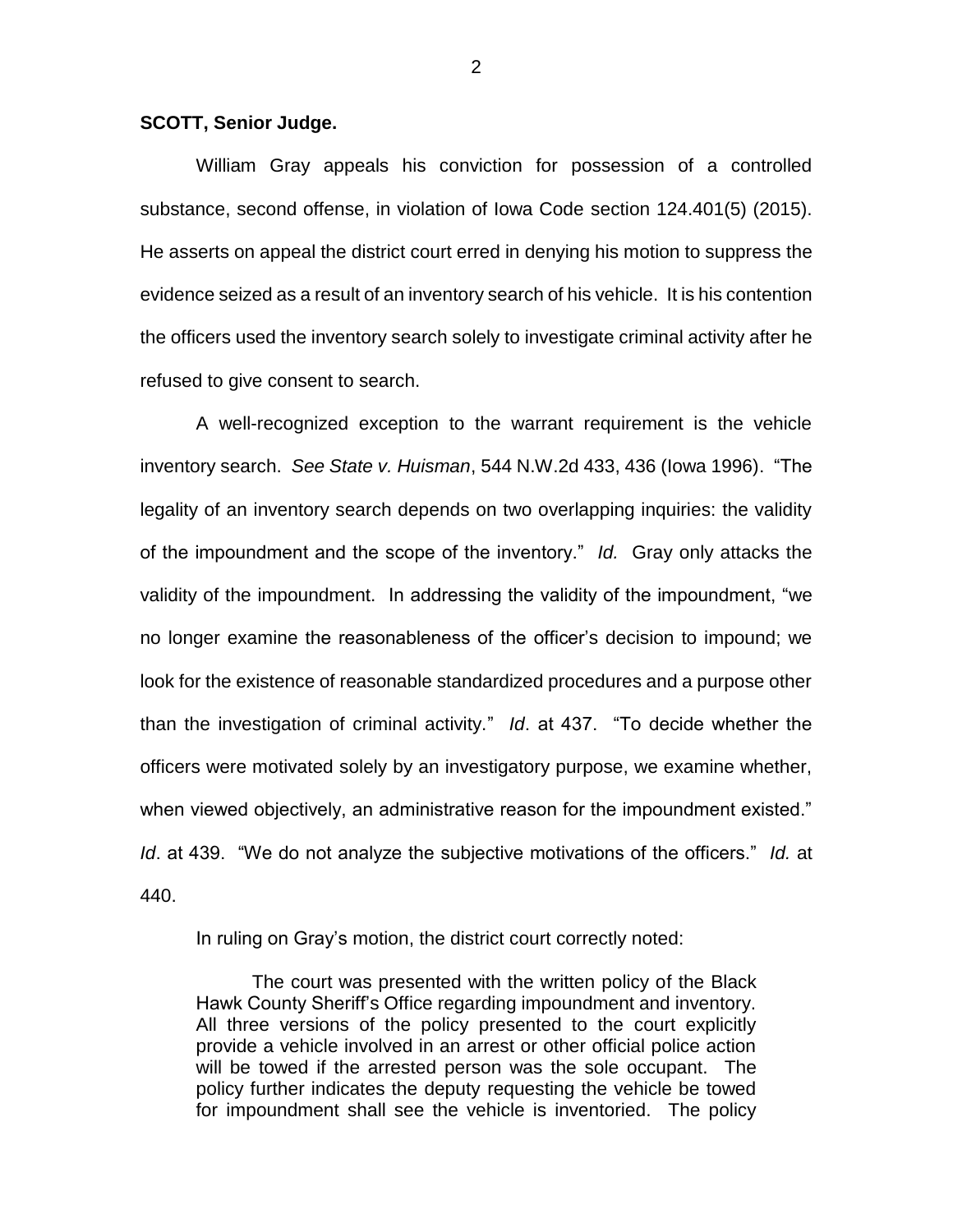**SCOTT, Senior Judge.**

William Gray appeals his conviction for possession of a controlled substance, second offense, in violation of Iowa Code section 124.401(5) (2015). He asserts on appeal the district court erred in denying his motion to suppress the evidence seized as a result of an inventory search of his vehicle. It is his contention the officers used the inventory search solely to investigate criminal activity after he refused to give consent to search.

A well-recognized exception to the warrant requirement is the vehicle inventory search. *See State v. Huisman*, 544 N.W.2d 433, 436 (Iowa 1996). "The legality of an inventory search depends on two overlapping inquiries: the validity of the impoundment and the scope of the inventory." *Id.* Gray only attacks the validity of the impoundment. In addressing the validity of the impoundment, "we no longer examine the reasonableness of the officer's decision to impound; we look for the existence of reasonable standardized procedures and a purpose other than the investigation of criminal activity." *Id*. at 437. "To decide whether the officers were motivated solely by an investigatory purpose, we examine whether, when viewed objectively, an administrative reason for the impoundment existed." *Id*. at 439. "We do not analyze the subjective motivations of the officers." *Id.* at 440.

In ruling on Gray's motion, the district court correctly noted:

> The court was presented with the written policy of the Black Hawk County Sheriff's Office regarding impoundment and inventory. All three versions of the policy presented to the court explicitly provide a vehicle involved in an arrest or other official police action will be towed if the arrested person was the sole occupant. The policy further indicates the deputy requesting the vehicle be towed for impoundment shall see the vehicle is inventoried. The policy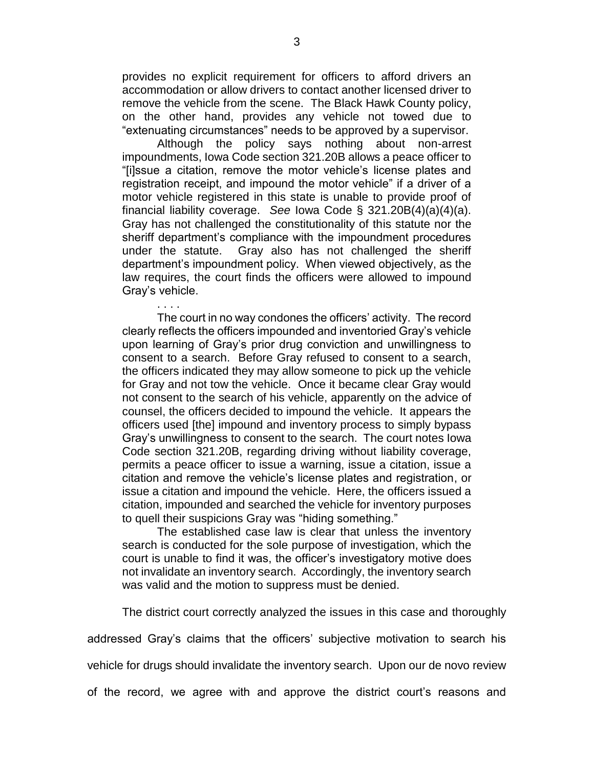> provides no explicit requirement for officers to afford drivers an accommodation or allow drivers to contact another licensed driver to remove the vehicle from the scene. The Black Hawk County policy, on the other hand, provides any vehicle not towed due to "extenuating circumstances" needs to be approved by a supervisor.
>
> Although the policy says nothing about non-arrest impoundments, Iowa Code section 321.20B allows a peace officer to "[i]ssue a citation, remove the motor vehicle's license plates and registration receipt, and impound the motor vehicle" if a driver of a motor vehicle registered in this state is unable to provide proof of financial liability coverage. *See* Iowa Code § 321.20B(4)(a)(4)(a). Gray has not challenged the constitutionality of this statute nor the sheriff department's compliance with the impoundment procedures under the statute. Gray also has not challenged the sheriff department's impoundment policy. When viewed objectively, as the law requires, the court finds the officers were allowed to impound Gray's vehicle.
>
> . . . .
>
> The court in no way condones the officers' activity. The record clearly reflects the officers impounded and inventoried Gray's vehicle upon learning of Gray's prior drug conviction and unwillingness to consent to a search. Before Gray refused to consent to a search, the officers indicated they may allow someone to pick up the vehicle for Gray and not tow the vehicle. Once it became clear Gray would not consent to the search of his vehicle, apparently on the advice of counsel, the officers decided to impound the vehicle. It appears the officers used [the] impound and inventory process to simply bypass Gray's unwillingness to consent to the search. The court notes Iowa Code section 321.20B, regarding driving without liability coverage, permits a peace officer to issue a warning, issue a citation, issue a citation and remove the vehicle's license plates and registration, or issue a citation and impound the vehicle. Here, the officers issued a citation, impounded and searched the vehicle for inventory purposes to quell their suspicions Gray was "hiding something."
>
> The established case law is clear that unless the inventory search is conducted for the sole purpose of investigation, which the court is unable to find it was, the officer's investigatory motive does not invalidate an inventory search. Accordingly, the inventory search was valid and the motion to suppress must be denied.

The district court correctly analyzed the issues in this case and thoroughly addressed Gray's claims that the officers' subjective motivation to search his vehicle for drugs should invalidate the inventory search. Upon our de novo review of the record, we agree with and approve the district court's reasons and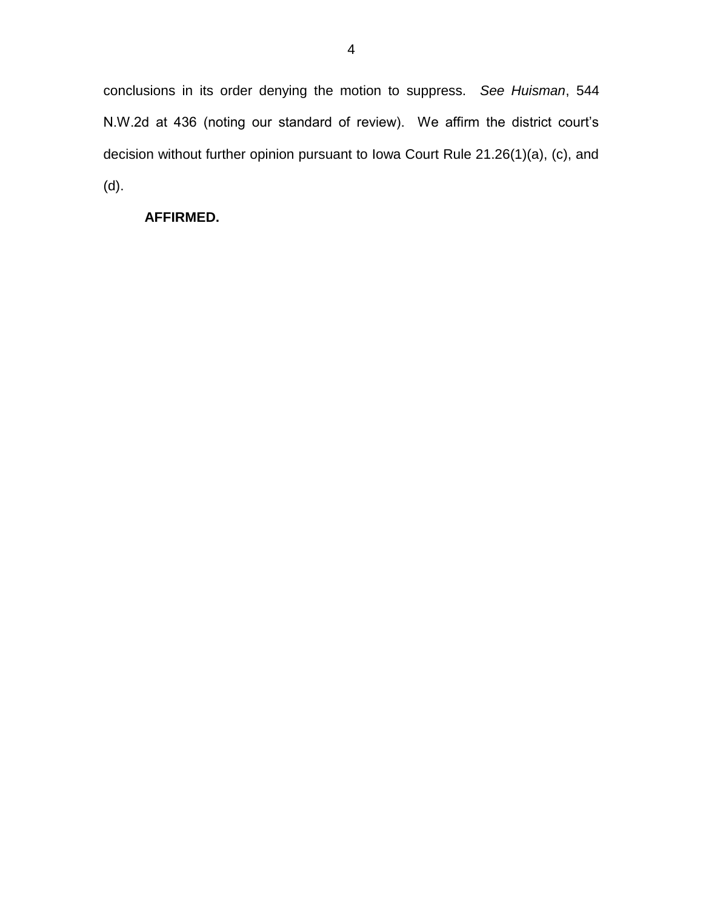conclusions in its order denying the motion to suppress. *See Huisman*, 544 N.W.2d at 436 (noting our standard of review). We affirm the district court's decision without further opinion pursuant to Iowa Court Rule 21.26(1)(a), (c), and (d).

**AFFIRMED.**